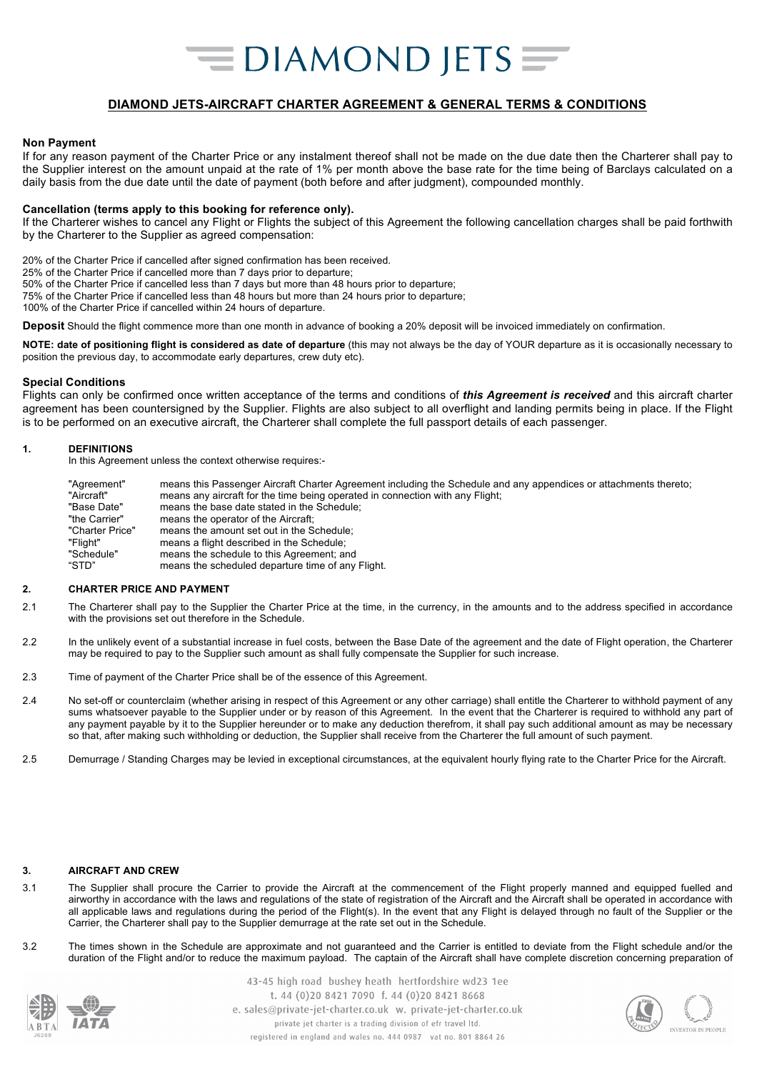# DIAMOND JETS

## DIAMOND JETS-AIRCRAFT CHARTER AGREEMENT & GENERAL TERMS & CONDITIONS

**Non Payment**

If for any reason payment of the Charter Price or any instalment thereof shall not be made on the due date then the Charterer shall pay to the Supplier interest on the amount unpaid at the rate of 1% per month above the base rate for the time being of Barclays calculated on a daily basis from the due date until the date of payment (both before and after judgment), compounded monthly.

**Cancellation (terms apply to this booking for reference only).**

If the Charterer wishes to cancel any Flight or Flights the subject of this Agreement the following cancellation charges shall be paid forthwith by the Charterer to the Supplier as agreed compensation:

20% of the Charter Price if cancelled after signed confirmation has been received.
25% of the Charter Price if cancelled more than 7 days prior to departure;
50% of the Charter Price if cancelled less than 7 days but more than 48 hours prior to departure;
75% of the Charter Price if cancelled less than 48 hours but more than 24 hours prior to departure;
100% of the Charter Price if cancelled within 24 hours of departure.

**Deposit** Should the flight commence more than one month in advance of booking a 20% deposit will be invoiced immediately on confirmation.

**NOTE: date of positioning flight is considered as date of departure** (this may not always be the day of YOUR departure as it is occasionally necessary to position the previous day, to accommodate early departures, crew duty etc).

**Special Conditions**

Flights can only be confirmed once written acceptance of the terms and conditions of ***this Agreement is received*** and this aircraft charter agreement has been countersigned by the Supplier. Flights are also subject to all overflight and landing permits being in place. If the Flight is to be performed on an executive aircraft, the Charterer shall complete the full passport details of each passenger.

**1. DEFINITIONS**

In this Agreement unless the context otherwise requires:-

| | |
|---|---|
| "Agreement" | means this Passenger Aircraft Charter Agreement including the Schedule and any appendices or attachments thereto; |
| "Aircraft" | means any aircraft for the time being operated in connection with any Flight; |
| "Base Date" | means the base date stated in the Schedule; |
| "the Carrier" | means the operator of the Aircraft; |
| "Charter Price" | means the amount set out in the Schedule; |
| "Flight" | means a flight described in the Schedule; |
| "Schedule" | means the schedule to this Agreement; and |
| "STD" | means the scheduled departure time of any Flight. |

**2. CHARTER PRICE AND PAYMENT**

2.1 The Charterer shall pay to the Supplier the Charter Price at the time, in the currency, in the amounts and to the address specified in accordance with the provisions set out therefore in the Schedule.

2.2 In the unlikely event of a substantial increase in fuel costs, between the Base Date of the agreement and the date of Flight operation, the Charterer may be required to pay to the Supplier such amount as shall fully compensate the Supplier for such increase.

2.3 Time of payment of the Charter Price shall be of the essence of this Agreement.

2.4 No set-off or counterclaim (whether arising in respect of this Agreement or any other carriage) shall entitle the Charterer to withhold payment of any sums whatsoever payable to the Supplier under or by reason of this Agreement. In the event that the Charterer is required to withhold any part of any payment payable by it to the Supplier hereunder or to make any deduction therefrom, it shall pay such additional amount as may be necessary so that, after making such withholding or deduction, the Supplier shall receive from the Charterer the full amount of such payment.

2.5 Demurrage / Standing Charges may be levied in exceptional circumstances, at the equivalent hourly flying rate to the Charter Price for the Aircraft.

**3. AIRCRAFT AND CREW**

3.1 The Supplier shall procure the Carrier to provide the Aircraft at the commencement of the Flight properly manned and equipped fuelled and airworthy in accordance with the laws and regulations of the state of registration of the Aircraft and the Aircraft shall be operated in accordance with all applicable laws and regulations during the period of the Flight(s). In the event that any Flight is delayed through no fault of the Supplier or the Carrier, the Charterer shall pay to the Supplier demurrage at the rate set out in the Schedule.

3.2 The times shown in the Schedule are approximate and not guaranteed and the Carrier is entitled to deviate from the Flight schedule and/or the duration of the Flight and/or to reduce the maximum payload. The captain of the Aircraft shall have complete discretion concerning preparation of

43-45 high road bushey heath hertfordshire wd23 1ee
t. 44 (0)20 8421 7090 f. 44 (0)20 8421 8668
e. sales@private-jet-charter.co.uk w. private-jet-charter.co.uk
private jet charter is a trading division of efr travel ltd.
registered in england and wales no. 444 0987 vat no. 801 8864 26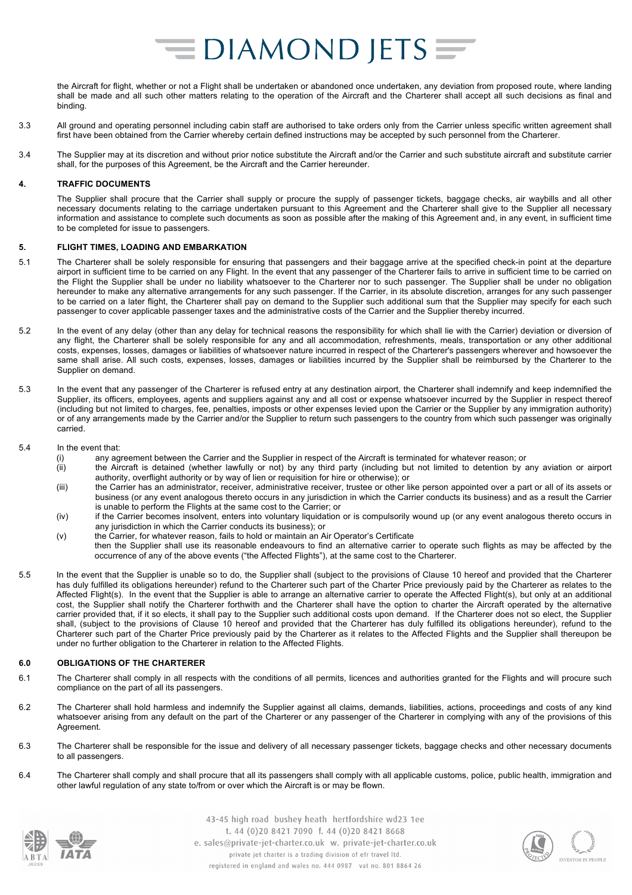the Aircraft for flight, whether or not a Flight shall be undertaken or abandoned once undertaken, any deviation from proposed route, where landing shall be made and all such other matters relating to the operation of the Aircraft and the Charterer shall accept all such decisions as final and binding.

3.3 All ground and operating personnel including cabin staff are authorised to take orders only from the Carrier unless specific written agreement shall first have been obtained from the Carrier whereby certain defined instructions may be accepted by such personnel from the Charterer.

3.4 The Supplier may at its discretion and without prior notice substitute the Aircraft and/or the Carrier and such substitute aircraft and substitute carrier shall, for the purposes of this Agreement, be the Aircraft and the Carrier hereunder.

## 4. TRAFFIC DOCUMENTS

The Supplier shall procure that the Carrier shall supply or procure the supply of passenger tickets, baggage checks, air waybills and all other necessary documents relating to the carriage undertaken pursuant to this Agreement and the Charterer shall give to the Supplier all necessary information and assistance to complete such documents as soon as possible after the making of this Agreement and, in any event, in sufficient time to be completed for issue to passengers.

## 5. FLIGHT TIMES, LOADING AND EMBARKATION

5.1 The Charterer shall be solely responsible for ensuring that passengers and their baggage arrive at the specified check-in point at the departure airport in sufficient time to be carried on any Flight. In the event that any passenger of the Charterer fails to arrive in sufficient time to be carried on the Flight the Supplier shall be under no liability whatsoever to the Charterer nor to such passenger. The Supplier shall be under no obligation hereunder to make any alternative arrangements for any such passenger. If the Carrier, in its absolute discretion, arranges for any such passenger to be carried on a later flight, the Charterer shall pay on demand to the Supplier such additional sum that the Supplier may specify for each such passenger to cover applicable passenger taxes and the administrative costs of the Carrier and the Supplier thereby incurred.

5.2 In the event of any delay (other than any delay for technical reasons the responsibility for which shall lie with the Carrier) deviation or diversion of any flight, the Charterer shall be solely responsible for any and all accommodation, refreshments, meals, transportation or any other additional costs, expenses, losses, damages or liabilities of whatsoever nature incurred in respect of the Charterer's passengers wherever and howsoever the same shall arise. All such costs, expenses, losses, damages or liabilities incurred by the Supplier shall be reimbursed by the Charterer to the Supplier on demand.

5.3 In the event that any passenger of the Charterer is refused entry at any destination airport, the Charterer shall indemnify and keep indemnified the Supplier, its officers, employees, agents and suppliers against any and all cost or expense whatsoever incurred by the Supplier in respect thereof (including but not limited to charges, fee, penalties, imposts or other expenses levied upon the Carrier or the Supplier by any immigration authority) or of any arrangements made by the Carrier and/or the Supplier to return such passengers to the country from which such passenger was originally carried.

5.4 In the event that:

(i) any agreement between the Carrier and the Supplier in respect of the Aircraft is terminated for whatever reason; or

(ii) the Aircraft is detained (whether lawfully or not) by any third party (including but not limited to detention by any aviation or airport authority, overflight authority or by way of lien or requisition for hire or otherwise); or

(iii) the Carrier has an administrator, receiver, administrative receiver, trustee or other like person appointed over a part or all of its assets or business (or any event analogous thereto occurs in any jurisdiction in which the Carrier conducts its business) and as a result the Carrier is unable to perform the Flights at the same cost to the Carrier; or

(iv) if the Carrier becomes insolvent, enters into voluntary liquidation or is compulsorily wound up (or any event analogous thereto occurs in any jurisdiction in which the Carrier conducts its business); or

(v) the Carrier, for whatever reason, fails to hold or maintain an Air Operator's Certificate

then the Supplier shall use its reasonable endeavours to find an alternative carrier to operate such flights as may be affected by the occurrence of any of the above events ("the Affected Flights"), at the same cost to the Charterer.

5.5 In the event that the Supplier is unable so to do, the Supplier shall (subject to the provisions of Clause 10 hereof and provided that the Charterer has duly fulfilled its obligations hereunder) refund to the Charterer such part of the Charter Price previously paid by the Charterer as relates to the Affected Flight(s). In the event that the Supplier is able to arrange an alternative carrier to operate the Affected Flight(s), but only at an additional cost, the Supplier shall notify the Charterer forthwith and the Charterer shall have the option to charter the Aircraft operated by the alternative carrier provided that, if it so elects, it shall pay to the Supplier such additional costs upon demand. If the Charterer does not so elect, the Supplier shall, (subject to the provisions of Clause 10 hereof and provided that the Charterer has duly fulfilled its obligations hereunder), refund to the Charterer such part of the Charter Price previously paid by the Charterer as it relates to the Affected Flights and the Supplier shall thereupon be under no further obligation to the Charterer in relation to the Affected Flights.

## 6.0 OBLIGATIONS OF THE CHARTERER

6.1 The Charterer shall comply in all respects with the conditions of all permits, licences and authorities granted for the Flights and will procure such compliance on the part of all its passengers.

6.2 The Charterer shall hold harmless and indemnify the Supplier against all claims, demands, liabilities, actions, proceedings and costs of any kind whatsoever arising from any default on the part of the Charterer or any passenger of the Charterer in complying with any of the provisions of this Agreement.

6.3 The Charterer shall be responsible for the issue and delivery of all necessary passenger tickets, baggage checks and other necessary documents to all passengers.

6.4 The Charterer shall comply and shall procure that all its passengers shall comply with all applicable customs, police, public health, immigration and other lawful regulation of any state to/from or over which the Aircraft is or may be flown.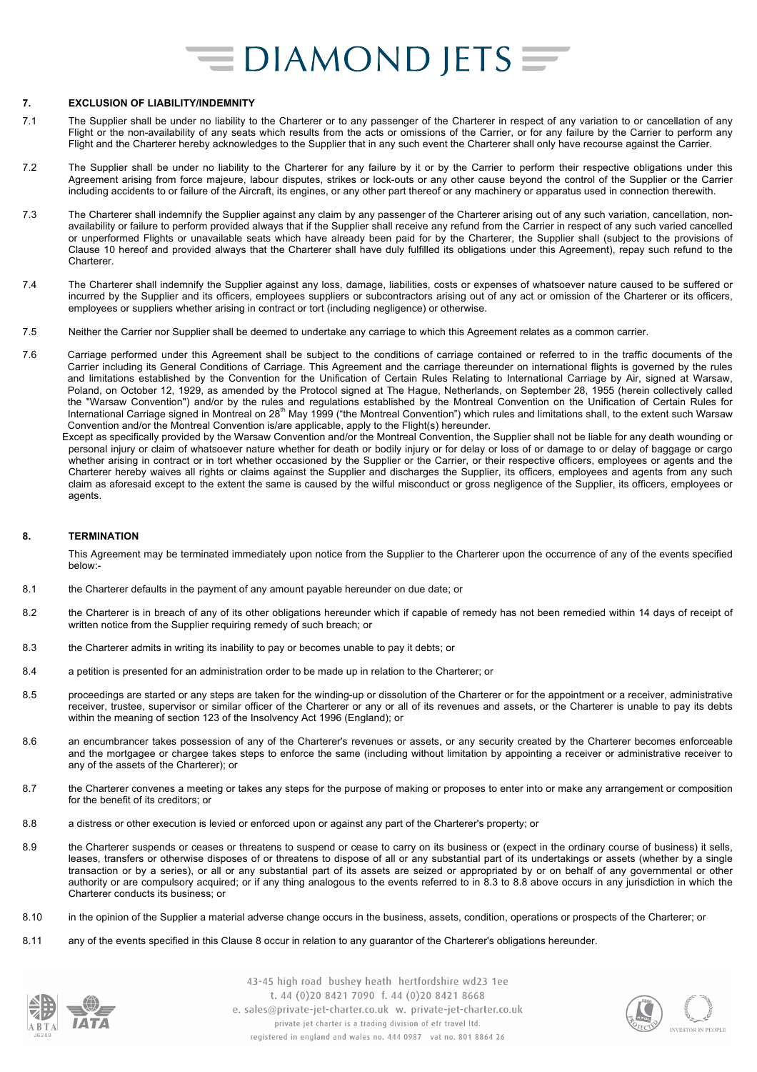## 7. EXCLUSION OF LIABILITY/INDEMNITY

7.1 The Supplier shall be under no liability to the Charterer or to any passenger of the Charterer in respect of any variation to or cancellation of any Flight or the non-availability of any seats which results from the acts or omissions of the Carrier, or for any failure by the Carrier to perform any Flight and the Charterer hereby acknowledges to the Supplier that in any such event the Charterer shall only have recourse against the Carrier.

7.2 The Supplier shall be under no liability to the Charterer for any failure by it or by the Carrier to perform their respective obligations under this Agreement arising from force majeure, labour disputes, strikes or lock-outs or any other cause beyond the control of the Supplier or the Carrier including accidents to or failure of the Aircraft, its engines, or any other part thereof or any machinery or apparatus used in connection therewith.

7.3 The Charterer shall indemnify the Supplier against any claim by any passenger of the Charterer arising out of any such variation, cancellation, non-availability or failure to perform provided always that if the Supplier shall receive any refund from the Carrier in respect of any such varied cancelled or unperformed Flights or unavailable seats which have already been paid for by the Charterer, the Supplier shall (subject to the provisions of Clause 10 hereof and provided always that the Charterer shall have duly fulfilled its obligations under this Agreement), repay such refund to the Charterer.

7.4 The Charterer shall indemnify the Supplier against any loss, damage, liabilities, costs or expenses of whatsoever nature caused to be suffered or incurred by the Supplier and its officers, employees suppliers or subcontractors arising out of any act or omission of the Charterer or its officers, employees or suppliers whether arising in contract or tort (including negligence) or otherwise.

7.5 Neither the Carrier nor Supplier shall be deemed to undertake any carriage to which this Agreement relates as a common carrier.

7.6 Carriage performed under this Agreement shall be subject to the conditions of carriage contained or referred to in the traffic documents of the Carrier including its General Conditions of Carriage. This Agreement and the carriage thereunder on international flights is governed by the rules and limitations established by the Convention for the Unification of Certain Rules Relating to International Carriage by Air, signed at Warsaw, Poland, on October 12, 1929, as amended by the Protocol signed at The Hague, Netherlands, on September 28, 1955 (herein collectively called the "Warsaw Convention") and/or by the rules and regulations established by the Montreal Convention on the Unification of Certain Rules for International Carriage signed in Montreal on 28th May 1999 ("the Montreal Convention") which rules and limitations shall, to the extent such Warsaw Convention and/or the Montreal Convention is/are applicable, apply to the Flight(s) hereunder.
Except as specifically provided by the Warsaw Convention and/or the Montreal Convention, the Supplier shall not be liable for any death wounding or personal injury or claim of whatsoever nature whether for death or bodily injury or for delay or loss of or damage to or delay of baggage or cargo whether arising in contract or in tort whether occasioned by the Supplier or the Carrier, or their respective officers, employees or agents and the Charterer hereby waives all rights or claims against the Supplier and discharges the Supplier, its officers, employees and agents from any such claim as aforesaid except to the extent the same is caused by the wilful misconduct or gross negligence of the Supplier, its officers, employees or agents.

## 8. TERMINATION

This Agreement may be terminated immediately upon notice from the Supplier to the Charterer upon the occurrence of any of the events specified below:-

8.1 the Charterer defaults in the payment of any amount payable hereunder on due date; or

8.2 the Charterer is in breach of any of its other obligations hereunder which if capable of remedy has not been remedied within 14 days of receipt of written notice from the Supplier requiring remedy of such breach; or

8.3 the Charterer admits in writing its inability to pay or becomes unable to pay it debts; or

8.4 a petition is presented for an administration order to be made up in relation to the Charterer; or

8.5 proceedings are started or any steps are taken for the winding-up or dissolution of the Charterer or for the appointment or a receiver, administrative receiver, trustee, supervisor or similar officer of the Charterer or any or all of its revenues and assets, or the Charterer is unable to pay its debts within the meaning of section 123 of the Insolvency Act 1996 (England); or

8.6 an encumbrancer takes possession of any of the Charterer's revenues or assets, or any security created by the Charterer becomes enforceable and the mortgagee or chargee takes steps to enforce the same (including without limitation by appointing a receiver or administrative receiver to any of the assets of the Charterer); or

8.7 the Charterer convenes a meeting or takes any steps for the purpose of making or proposes to enter into or make any arrangement or composition for the benefit of its creditors; or

8.8 a distress or other execution is levied or enforced upon or against any part of the Charterer's property; or

8.9 the Charterer suspends or ceases or threatens to suspend or cease to carry on its business or (expect in the ordinary course of business) it sells, leases, transfers or otherwise disposes of or threatens to dispose of all or any substantial part of its undertakings or assets (whether by a single transaction or by a series), or all or any substantial part of its assets are seized or appropriated by or on behalf of any governmental or other authority or are compulsory acquired; or if any thing analogous to the events referred to in 8.3 to 8.8 above occurs in any jurisdiction in which the Charterer conducts its business; or

8.10 in the opinion of the Supplier a material adverse change occurs in the business, assets, condition, operations or prospects of the Charterer; or

8.11 any of the events specified in this Clause 8 occur in relation to any guarantor of the Charterer's obligations hereunder.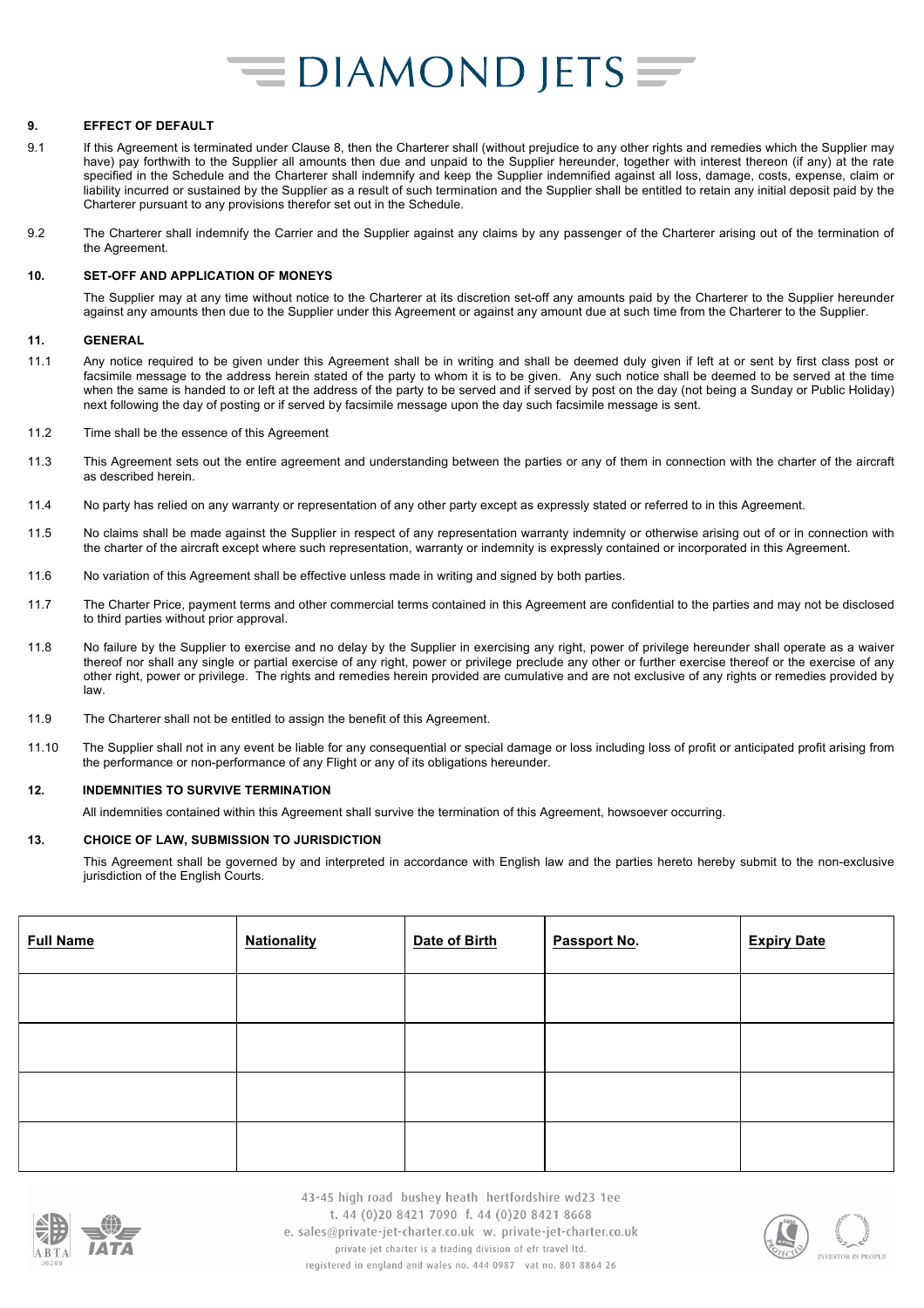## 9. EFFECT OF DEFAULT

9.1 If this Agreement is terminated under Clause 8, then the Charterer shall (without prejudice to any other rights and remedies which the Supplier may have) pay forthwith to the Supplier all amounts then due and unpaid to the Supplier hereunder, together with interest thereon (if any) at the rate specified in the Schedule and the Charterer shall indemnify and keep the Supplier indemnified against all loss, damage, costs, expense, claim or liability incurred or sustained by the Supplier as a result of such termination and the Supplier shall be entitled to retain any initial deposit paid by the Charterer pursuant to any provisions therefor set out in the Schedule.

9.2 The Charterer shall indemnify the Carrier and the Supplier against any claims by any passenger of the Charterer arising out of the termination of the Agreement.

## 10. SET-OFF AND APPLICATION OF MONEYS

The Supplier may at any time without notice to the Charterer at its discretion set-off any amounts paid by the Charterer to the Supplier hereunder against any amounts then due to the Supplier under this Agreement or against any amount due at such time from the Charterer to the Supplier.

## 11. GENERAL

11.1 Any notice required to be given under this Agreement shall be in writing and shall be deemed duly given if left at or sent by first class post or facsimile message to the address herein stated of the party to whom it is to be given. Any such notice shall be deemed to be served at the time when the same is handed to or left at the address of the party to be served and if served by post on the day (not being a Sunday or Public Holiday) next following the day of posting or if served by facsimile message upon the day such facsimile message is sent.

11.2 Time shall be the essence of this Agreement

11.3 This Agreement sets out the entire agreement and understanding between the parties or any of them in connection with the charter of the aircraft as described herein.

11.4 No party has relied on any warranty or representation of any other party except as expressly stated or referred to in this Agreement.

11.5 No claims shall be made against the Supplier in respect of any representation warranty indemnity or otherwise arising out of or in connection with the charter of the aircraft except where such representation, warranty or indemnity is expressly contained or incorporated in this Agreement.

11.6 No variation of this Agreement shall be effective unless made in writing and signed by both parties.

11.7 The Charter Price, payment terms and other commercial terms contained in this Agreement are confidential to the parties and may not be disclosed to third parties without prior approval.

11.8 No failure by the Supplier to exercise and no delay by the Supplier in exercising any right, power of privilege hereunder shall operate as a waiver thereof nor shall any single or partial exercise of any right, power or privilege preclude any other or further exercise thereof or the exercise of any other right, power or privilege. The rights and remedies herein provided are cumulative and are not exclusive of any rights or remedies provided by law.

11.9 The Charterer shall not be entitled to assign the benefit of this Agreement.

11.10 The Supplier shall not in any event be liable for any consequential or special damage or loss including loss of profit or anticipated profit arising from the performance or non-performance of any Flight or any of its obligations hereunder.

## 12. INDEMNITIES TO SURVIVE TERMINATION

All indemnities contained within this Agreement shall survive the termination of this Agreement, howsoever occurring.

## 13. CHOICE OF LAW, SUBMISSION TO JURISDICTION

This Agreement shall be governed by and interpreted in accordance with English law and the parties hereto hereby submit to the non-exclusive jurisdiction of the English Courts.

| Full Name | Nationality | Date of Birth | Passport No. | Expiry Date |
|---|---|---|---|---|
| | | | | |
| | | | | |
| | | | | |
| | | | | |

43-45 high road bushey heath hertfordshire wd23 1ee
t. 44 (0)20 8421 7090 f. 44 (0)20 8421 8668
e. sales@private-jet-charter.co.uk w. private-jet-charter.co.uk
private jet charter is a trading division of efr travel ltd.
registered in england and wales no. 444 0987 vat no. 801 8864 26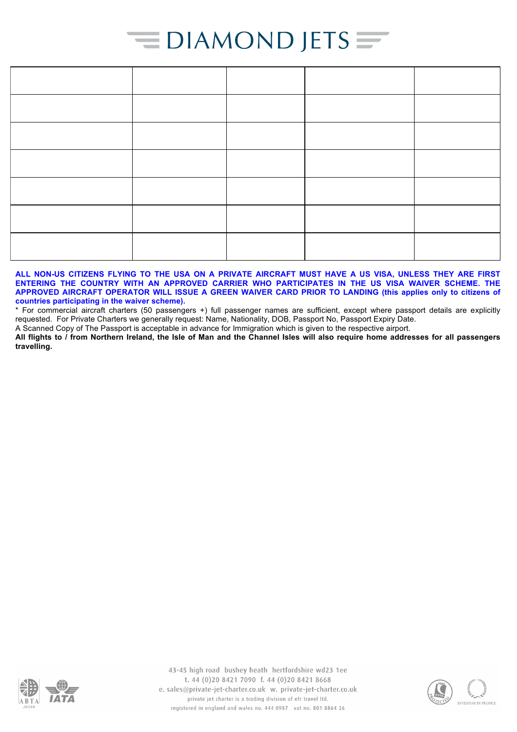# DIAMOND JETS

| | | | | |
|---|---|---|---|---|
| | | | | |
| | | | | |
| | | | | |
| | | | | |
| | | | | |
| | | | | |
| | | | | |

**ALL NON-US CITIZENS FLYING TO THE USA ON A PRIVATE AIRCRAFT MUST HAVE A US VISA, UNLESS THEY ARE FIRST ENTERING THE COUNTRY WITH AN APPROVED CARRIER WHO PARTICIPATES IN THE US VISA WAIVER SCHEME. THE APPROVED AIRCRAFT OPERATOR WILL ISSUE A GREEN WAIVER CARD PRIOR TO LANDING (this applies only to citizens of countries participating in the waiver scheme).**

* For commercial aircraft charters (50 passengers +) full passenger names are sufficient, except where passport details are explicitly requested. For Private Charters we generally request: Name, Nationality, DOB, Passport No, Passport Expiry Date.

A Scanned Copy of The Passport is acceptable in advance for Immigration which is given to the respective airport.

**All flights to / from Northern Ireland, the Isle of Man and the Channel Isles will also require home addresses for all passengers travelling.**

43-45 high road bushey heath hertfordshire wd23 1ee
t. 44 (0)20 8421 7090 f. 44 (0)20 8421 8668
e. sales@private-jet-charter.co.uk w. private-jet-charter.co.uk
private jet charter is a trading division of efr travel ltd.
registered in england and wales no. 444 0987 vat no. 801 8864 26